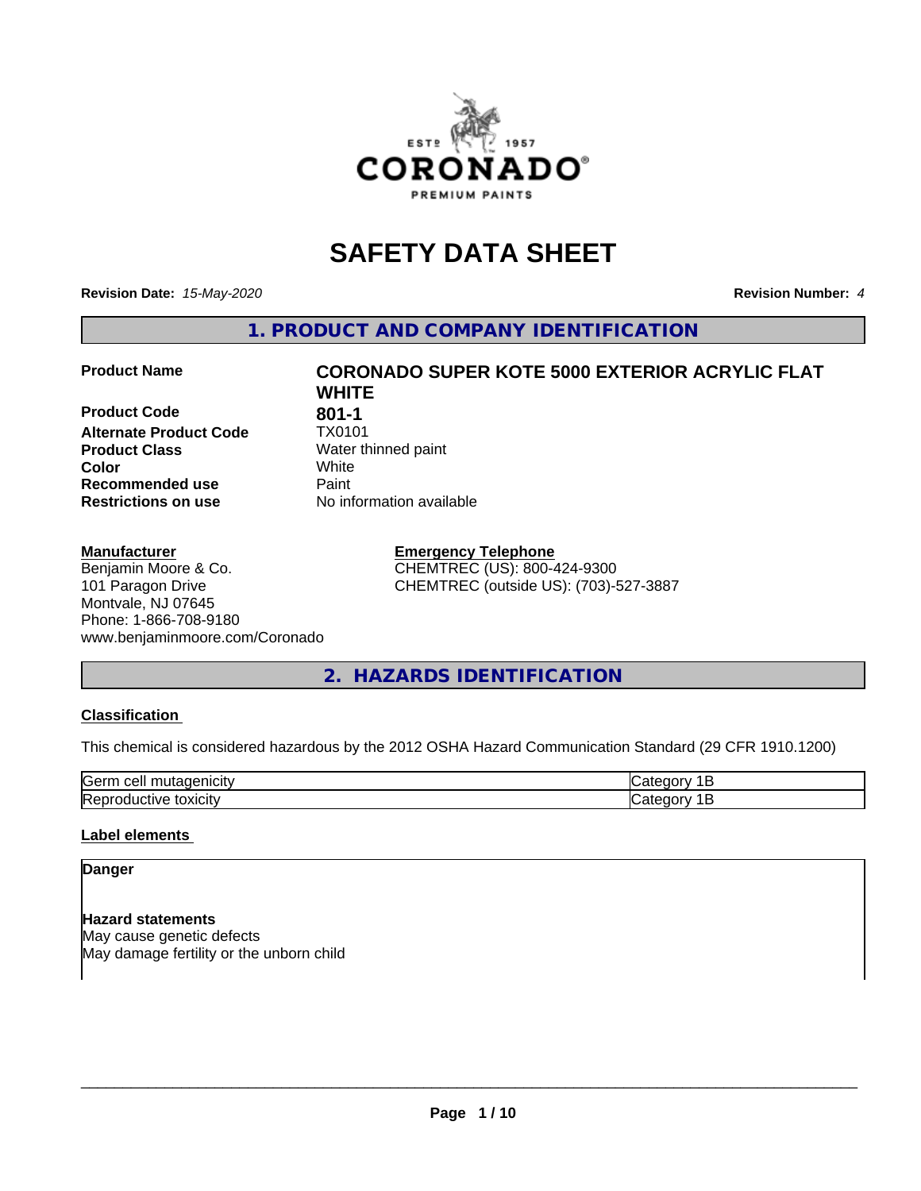# SAFETY DATA SHEET

**Revision Date:** *15-May-2020* **Revision Number:** *4*

## 1. PRODUCT AND COMPANY IDENTIFICATION

| | |
|---|---|
| **Product Name** | **CORONADO SUPER KOTE 5000 EXTERIOR ACRYLIC FLAT WHITE** |
| **Product Code** | **801-1** |
| **Alternate Product Code** | TX0101 |
| **Product Class** | Water thinned paint |
| **Color** | White |
| **Recommended use** | Paint |
| **Restrictions on use** | No information available |

**Manufacturer**
Benjamin Moore & Co.
101 Paragon Drive
Montvale, NJ 07645
Phone: 1-866-708-9180
www.benjaminmoore.com/Coronado

**Emergency Telephone**
CHEMTREC (US): 800-424-9300
CHEMTREC (outside US): (703)-527-3887

## 2. HAZARDS IDENTIFICATION

**Classification**

This chemical is considered hazardous by the 2012 OSHA Hazard Communication Standard (29 CFR 1910.1200)

| | |
|---|---|
| Germ cell mutagenicity | Category 1B |
| Reproductive toxicity | Category 1B |

**Label elements**

**Danger**

**Hazard statements**
May cause genetic defects
May damage fertility or the unborn child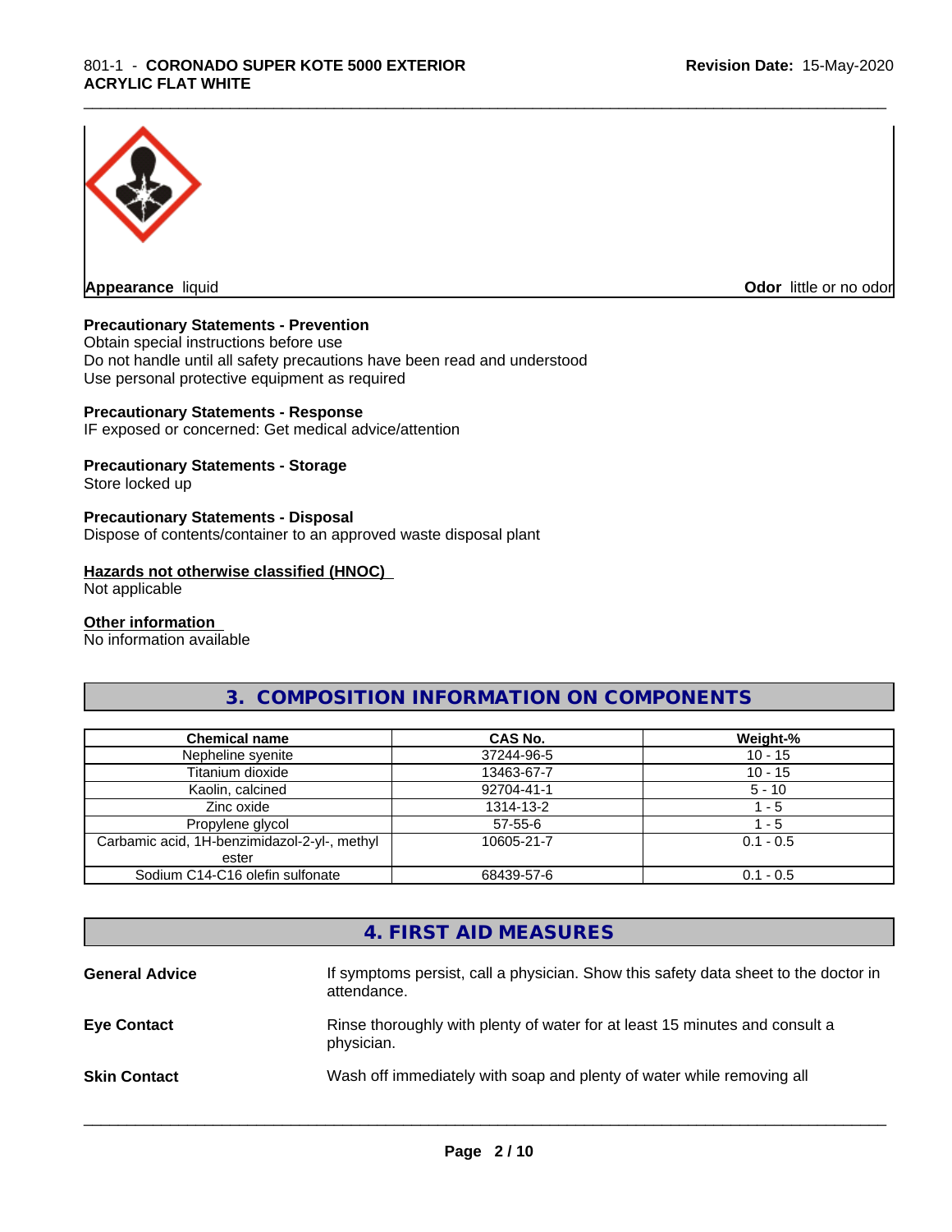**Appearance** liquid **Odor** little or no odor

**Precautionary Statements - Prevention**
Obtain special instructions before use
Do not handle until all safety precautions have been read and understood
Use personal protective equipment as required

**Precautionary Statements - Response**
IF exposed or concerned: Get medical advice/attention

**Precautionary Statements - Storage**
Store locked up

**Precautionary Statements - Disposal**
Dispose of contents/container to an approved waste disposal plant

**Hazards not otherwise classified (HNOC)**
Not applicable

**Other information**
No information available

## 3. COMPOSITION INFORMATION ON COMPONENTS

| Chemical name | CAS No. | Weight-% |
|---|---|---|
| Nepheline syenite | 37244-96-5 | 10 - 15 |
| Titanium dioxide | 13463-67-7 | 10 - 15 |
| Kaolin, calcined | 92704-41-1 | 5 - 10 |
| Zinc oxide | 1314-13-2 | 1 - 5 |
| Propylene glycol | 57-55-6 | 1 - 5 |
| Carbamic acid, 1H-benzimidazol-2-yl-, methyl ester | 10605-21-7 | 0.1 - 0.5 |
| Sodium C14-C16 olefin sulfonate | 68439-57-6 | 0.1 - 0.5 |

## 4. FIRST AID MEASURES

**General Advice** If symptoms persist, call a physician. Show this safety data sheet to the doctor in attendance.

**Eye Contact** Rinse thoroughly with plenty of water for at least 15 minutes and consult a physician.

**Skin Contact** Wash off immediately with soap and plenty of water while removing all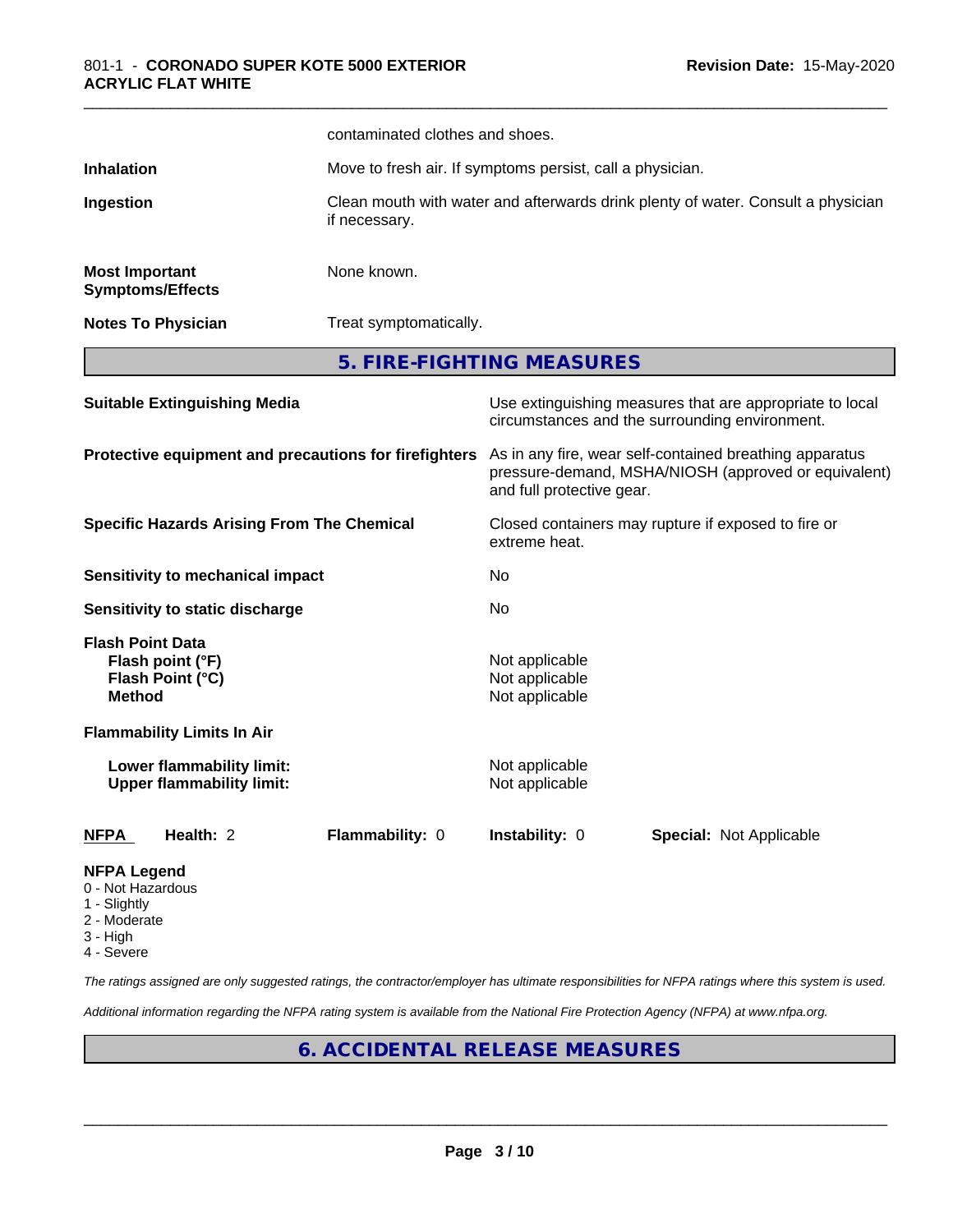contaminated clothes and shoes.

| | |
|---|---|
| **Inhalation** | Move to fresh air. If symptoms persist, call a physician. |
| **Ingestion** | Clean mouth with water and afterwards drink plenty of water. Consult a physician if necessary. |
| **Most Important Symptoms/Effects** | None known. |
| **Notes To Physician** | Treat symptomatically. |

## 5. FIRE-FIGHTING MEASURES

| | |
|---|---|
| **Suitable Extinguishing Media** | Use extinguishing measures that are appropriate to local circumstances and the surrounding environment. |
| **Protective equipment and precautions for firefighters** | As in any fire, wear self-contained breathing apparatus pressure-demand, MSHA/NIOSH (approved or equivalent) and full protective gear. |
| **Specific Hazards Arising From The Chemical** | Closed containers may rupture if exposed to fire or extreme heat. |
| **Sensitivity to mechanical impact** | No |
| **Sensitivity to static discharge** | No |

**Flash Point Data**

| | |
|---|---|
| **Flash point (°F)** | Not applicable |
| **Flash Point (°C)** | Not applicable |
| **Method** | Not applicable |

**Flammability Limits In Air**

| | |
|---|---|
| **Lower flammability limit:** | Not applicable |
| **Upper flammability limit:** | Not applicable |

| **NFPA** | **Health:** 2 | **Flammability:** 0 | **Instability:** 0 | **Special:** Not Applicable |
|---|---|---|---|---|

**NFPA Legend**
- 0 - Not Hazardous
- 1 - Slightly
- 2 - Moderate
- 3 - High
- 4 - Severe

*The ratings assigned are only suggested ratings, the contractor/employer has ultimate responsibilities for NFPA ratings where this system is used.*

*Additional information regarding the NFPA rating system is available from the National Fire Protection Agency (NFPA) at www.nfpa.org.*

## 6. ACCIDENTAL RELEASE MEASURES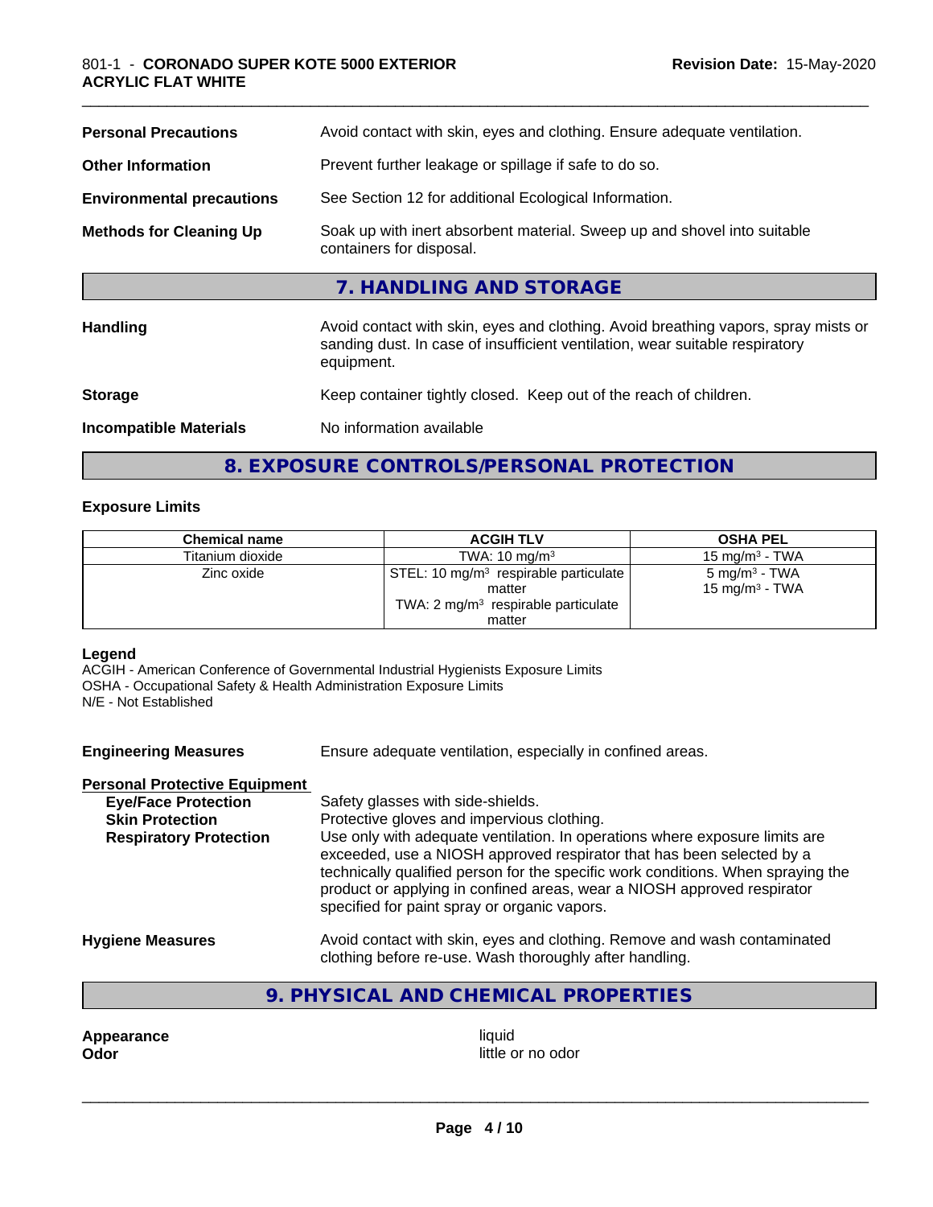| | |
|---|---|
| **Personal Precautions** | Avoid contact with skin, eyes and clothing. Ensure adequate ventilation. |
| **Other Information** | Prevent further leakage or spillage if safe to do so. |
| **Environmental precautions** | See Section 12 for additional Ecological Information. |
| **Methods for Cleaning Up** | Soak up with inert absorbent material. Sweep up and shovel into suitable containers for disposal. |

## 7. HANDLING AND STORAGE

| | |
|---|---|
| **Handling** | Avoid contact with skin, eyes and clothing. Avoid breathing vapors, spray mists or sanding dust. In case of insufficient ventilation, wear suitable respiratory equipment. |
| **Storage** | Keep container tightly closed. Keep out of the reach of children. |
| **Incompatible Materials** | No information available |

## 8. EXPOSURE CONTROLS/PERSONAL PROTECTION

### Exposure Limits

| Chemical name | ACGIH TLV | OSHA PEL |
|---|---|---|
| Titanium dioxide | TWA: 10 mg/m³ | 15 mg/m³ - TWA |
| Zinc oxide | STEL: 10 mg/m³ respirable particulate matter<br>TWA: 2 mg/m³ respirable particulate matter | 5 mg/m³ - TWA<br>15 mg/m³ - TWA |

**Legend**
ACGIH - American Conference of Governmental Industrial Hygienists Exposure Limits
OSHA - Occupational Safety & Health Administration Exposure Limits
N/E - Not Established

**Engineering Measures** Ensure adequate ventilation, especially in confined areas.

**Personal Protective Equipment**

| | |
|---|---|
| **Eye/Face Protection** | Safety glasses with side-shields. |
| **Skin Protection** | Protective gloves and impervious clothing. |
| **Respiratory Protection** | Use only with adequate ventilation. In operations where exposure limits are exceeded, use a NIOSH approved respirator that has been selected by a technically qualified person for the specific work conditions. When spraying the product or applying in confined areas, wear a NIOSH approved respirator specified for paint spray or organic vapors. |

**Hygiene Measures** Avoid contact with skin, eyes and clothing. Remove and wash contaminated clothing before re-use. Wash thoroughly after handling.

## 9. PHYSICAL AND CHEMICAL PROPERTIES

| | |
|---|---|
| **Appearance** | liquid |
| **Odor** | little or no odor |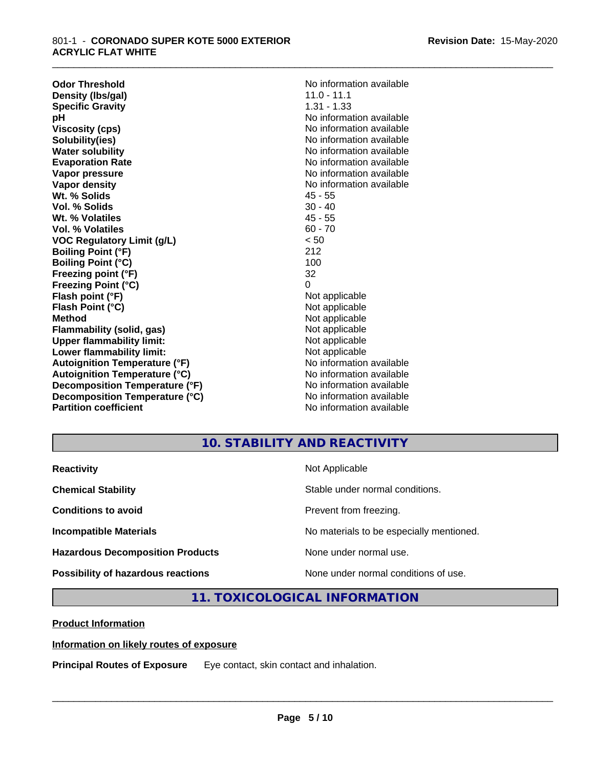| | |
|---|---|
| **Odor Threshold** | No information available |
| **Density (lbs/gal)** | 11.0 - 11.1 |
| **Specific Gravity** | 1.31 - 1.33 |
| **pH** | No information available |
| **Viscosity (cps)** | No information available |
| **Solubility(ies)** | No information available |
| **Water solubility** | No information available |
| **Evaporation Rate** | No information available |
| **Vapor pressure** | No information available |
| **Vapor density** | No information available |
| **Wt. % Solids** | 45 - 55 |
| **Vol. % Solids** | 30 - 40 |
| **Wt. % Volatiles** | 45 - 55 |
| **Vol. % Volatiles** | 60 - 70 |
| **VOC Regulatory Limit (g/L)** | < 50 |
| **Boiling Point (°F)** | 212 |
| **Boiling Point (°C)** | 100 |
| **Freezing point (°F)** | 32 |
| **Freezing Point (°C)** | 0 |
| **Flash point (°F)** | Not applicable |
| **Flash Point (°C)** | Not applicable |
| **Method** | Not applicable |
| **Flammability (solid, gas)** | Not applicable |
| **Upper flammability limit:** | Not applicable |
| **Lower flammability limit:** | Not applicable |
| **Autoignition Temperature (°F)** | No information available |
| **Autoignition Temperature (°C)** | No information available |
| **Decomposition Temperature (°F)** | No information available |
| **Decomposition Temperature (°C)** | No information available |
| **Partition coefficient** | No information available |

## 10. STABILITY AND REACTIVITY

| | |
|---|---|
| **Reactivity** | Not Applicable |
| **Chemical Stability** | Stable under normal conditions. |
| **Conditions to avoid** | Prevent from freezing. |
| **Incompatible Materials** | No materials to be especially mentioned. |
| **Hazardous Decomposition Products** | None under normal use. |
| **Possibility of hazardous reactions** | None under normal conditions of use. |

## 11. TOXICOLOGICAL INFORMATION

**Product Information**

**Information on likely routes of exposure**

**Principal Routes of Exposure** Eye contact, skin contact and inhalation.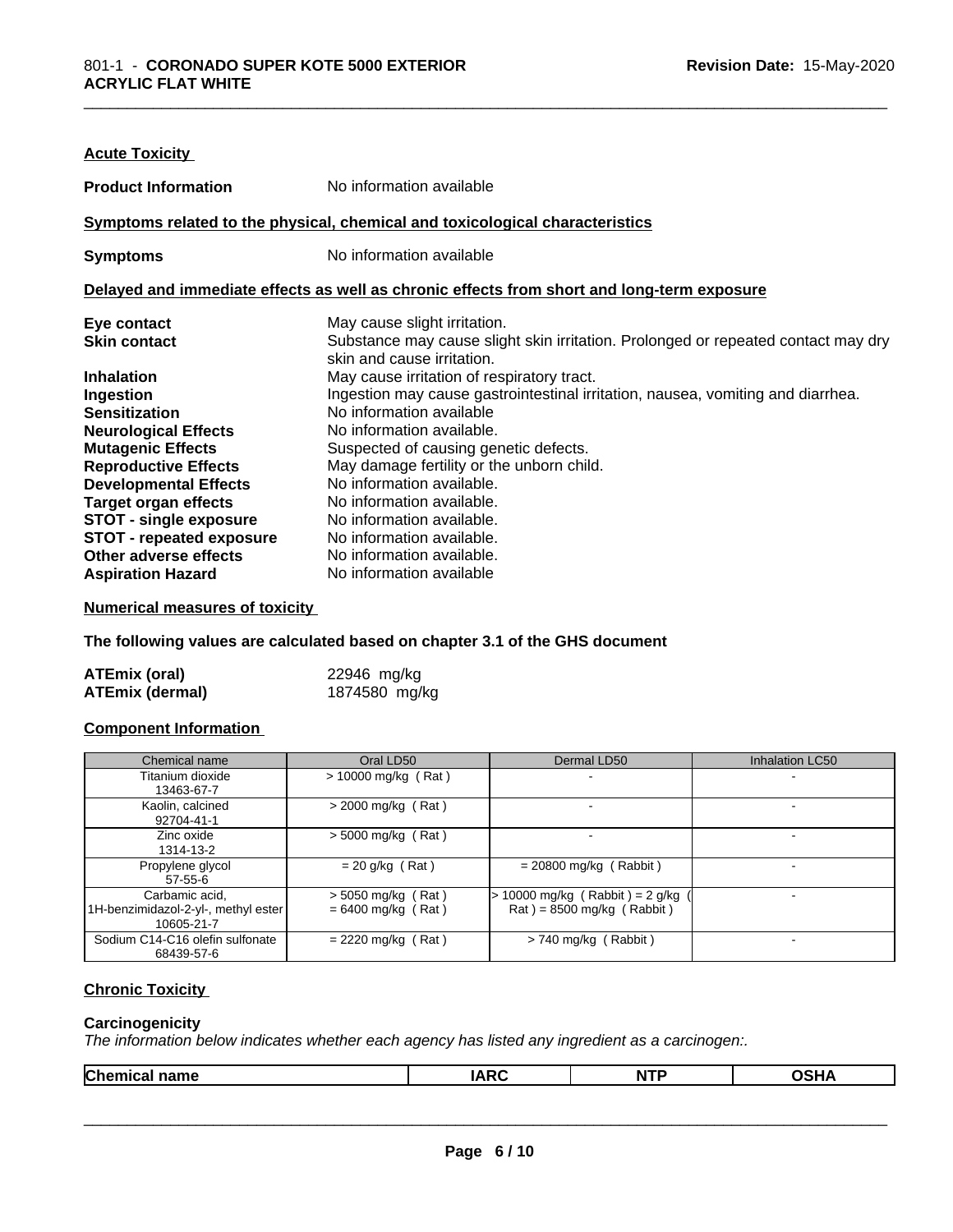## Acute Toxicity

**Product Information** No information available

**Symptoms related to the physical, chemical and toxicological characteristics**

**Symptoms** No information available

**Delayed and immediate effects as well as chronic effects from short and long-term exposure**

**Eye contact** May cause slight irritation.
**Skin contact** Substance may cause slight skin irritation. Prolonged or repeated contact may dry skin and cause irritation.
**Inhalation** May cause irritation of respiratory tract.
**Ingestion** Ingestion may cause gastrointestinal irritation, nausea, vomiting and diarrhea.
**Sensitization** No information available
**Neurological Effects** No information available.
**Mutagenic Effects** Suspected of causing genetic defects.
**Reproductive Effects** May damage fertility or the unborn child.
**Developmental Effects** No information available.
**Target organ effects** No information available.
**STOT - single exposure** No information available.
**STOT - repeated exposure** No information available.
**Other adverse effects** No information available.
**Aspiration Hazard** No information available

**Numerical measures of toxicity**

**The following values are calculated based on chapter 3.1 of the GHS document**

**ATEmix (oral)** 22946 mg/kg
**ATEmix (dermal)** 1874580 mg/kg

**Component Information**

| Chemical name | Oral LD50 | Dermal LD50 | Inhalation LC50 |
|---|---|---|---|
| Titanium dioxide<br>13463-67-7 | > 10000 mg/kg ( Rat ) | - | - |
| Kaolin, calcined<br>92704-41-1 | > 2000 mg/kg ( Rat ) | - | - |
| Zinc oxide<br>1314-13-2 | > 5000 mg/kg ( Rat ) | - | - |
| Propylene glycol<br>57-55-6 | = 20 g/kg ( Rat ) | = 20800 mg/kg ( Rabbit ) | - |
| Carbamic acid,<br>1H-benzimidazol-2-yl-, methyl ester<br>10605-21-7 | > 5050 mg/kg ( Rat )<br>= 6400 mg/kg ( Rat ) | > 10000 mg/kg ( Rabbit ) = 2 g/kg ( Rat ) = 8500 mg/kg ( Rabbit ) | - |
| Sodium C14-C16 olefin sulfonate<br>68439-57-6 | = 2220 mg/kg ( Rat ) | > 740 mg/kg ( Rabbit ) | - |

## Chronic Toxicity

**Carcinogenicity**

*The information below indicates whether each agency has listed any ingredient as a carcinogen:.*

| Chemical name | IARC | NTP | OSHA |
|---|---|---|---|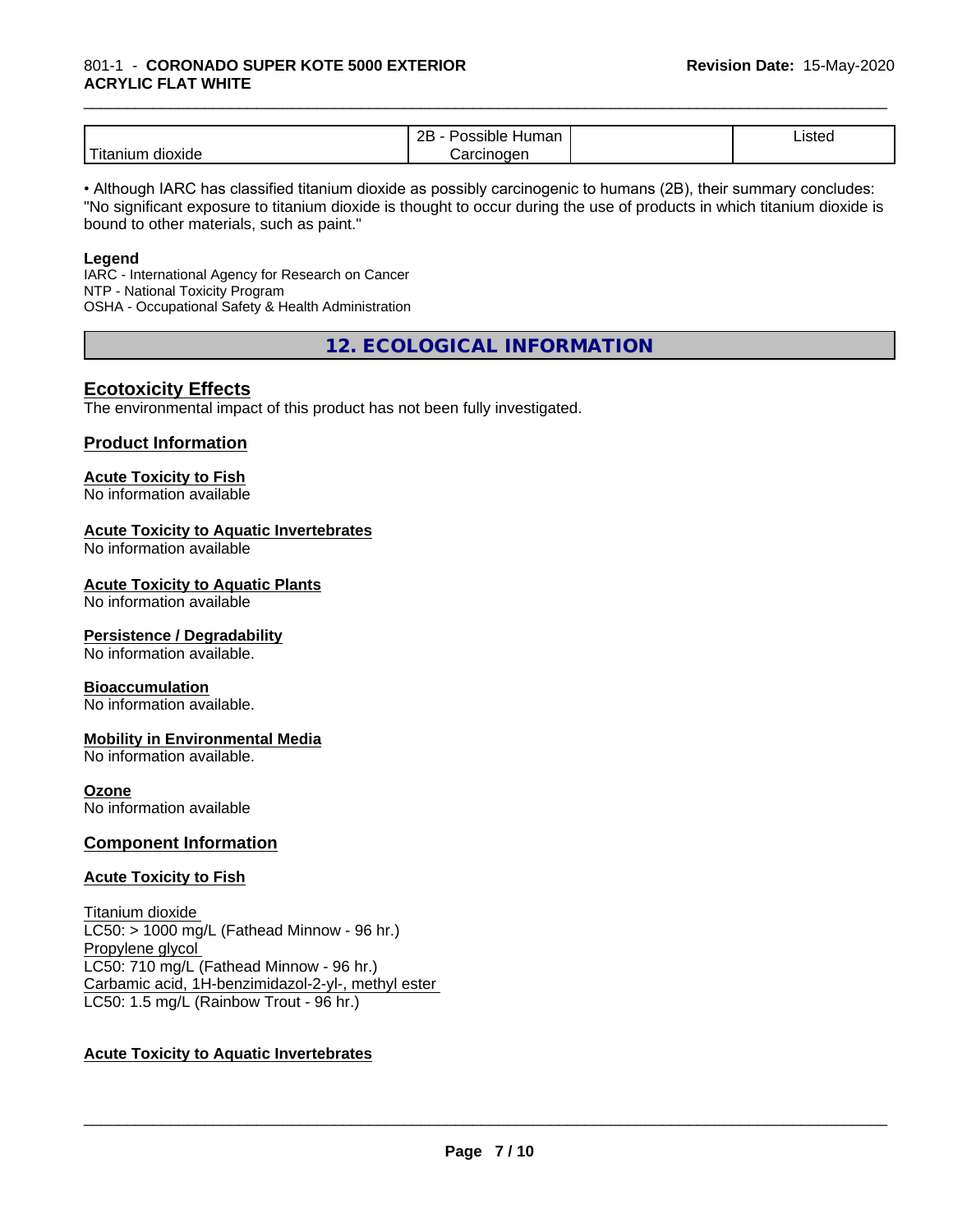| Titanium dioxide | 2B - Possible Human Carcinogen | | Listed |
|---|---|---|---|

• Although IARC has classified titanium dioxide as possibly carcinogenic to humans (2B), their summary concludes: "No significant exposure to titanium dioxide is thought to occur during the use of products in which titanium dioxide is bound to other materials, such as paint."

**Legend**

IARC - International Agency for Research on Cancer
NTP - National Toxicity Program
OSHA - Occupational Safety & Health Administration

## 12. ECOLOGICAL INFORMATION

### Ecotoxicity Effects

The environmental impact of this product has not been fully investigated.

### Product Information

**Acute Toxicity to Fish**
No information available

**Acute Toxicity to Aquatic Invertebrates**
No information available

**Acute Toxicity to Aquatic Plants**
No information available

**Persistence / Degradability**
No information available.

**Bioaccumulation**
No information available.

**Mobility in Environmental Media**
No information available.

**Ozone**
No information available

### Component Information

**Acute Toxicity to Fish**

Titanium dioxide
LC50: > 1000 mg/L (Fathead Minnow - 96 hr.)
Propylene glycol
LC50: 710 mg/L (Fathead Minnow - 96 hr.)
Carbamic acid, 1H-benzimidazol-2-yl-, methyl ester
LC50: 1.5 mg/L (Rainbow Trout - 96 hr.)

**Acute Toxicity to Aquatic Invertebrates**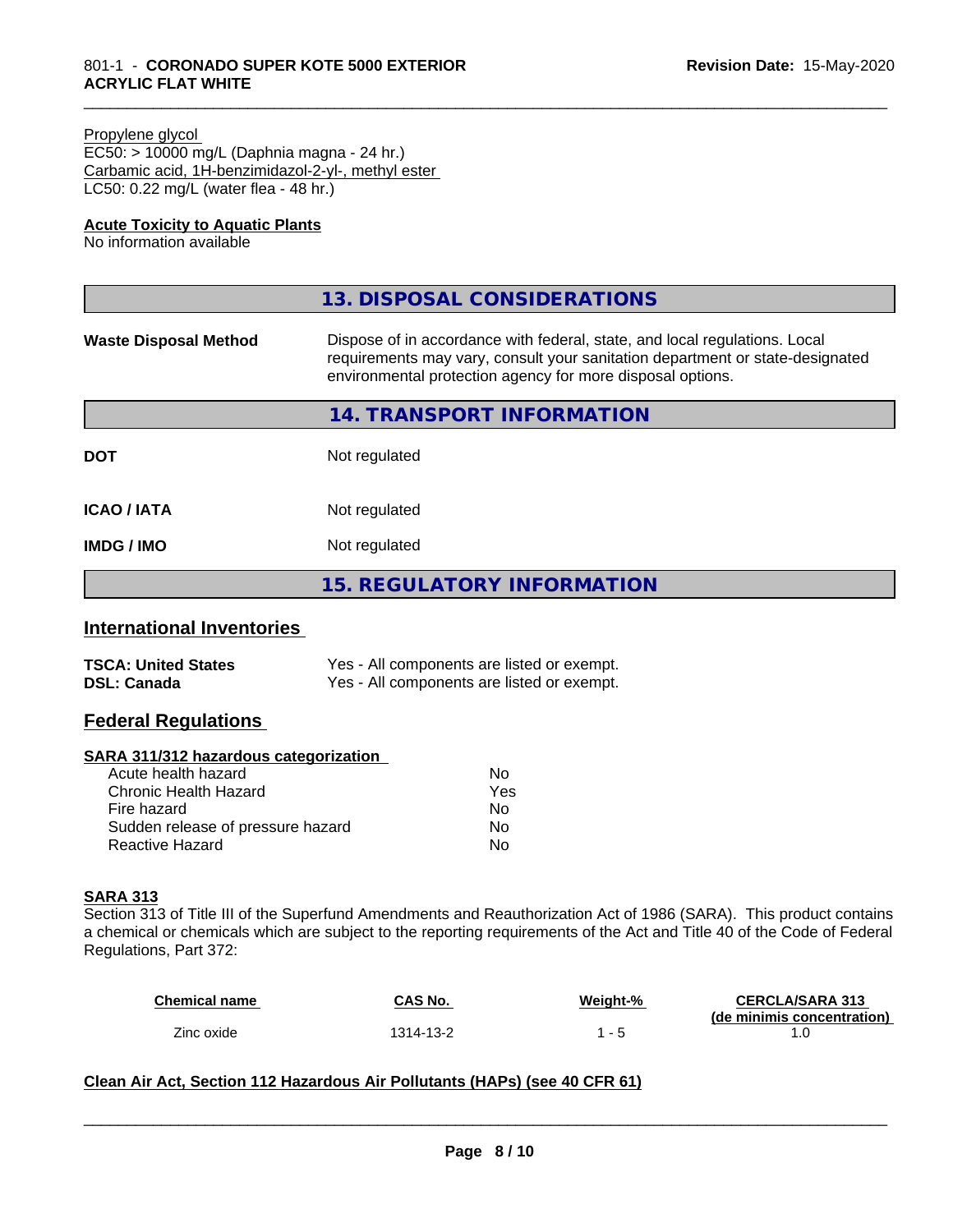Propylene glycol
EC50: > 10000 mg/L (Daphnia magna - 24 hr.)
Carbamic acid, 1H-benzimidazol-2-yl-, methyl ester
LC50: 0.22 mg/L (water flea - 48 hr.)

**Acute Toxicity to Aquatic Plants**
No information available

## 13. DISPOSAL CONSIDERATIONS

**Waste Disposal Method** Dispose of in accordance with federal, state, and local regulations. Local requirements may vary, consult your sanitation department or state-designated environmental protection agency for more disposal options.

## 14. TRANSPORT INFORMATION

**DOT** Not regulated

**ICAO / IATA** Not regulated

**IMDG / IMO** Not regulated

## 15. REGULATORY INFORMATION

### International Inventories

**TSCA: United States** Yes - All components are listed or exempt.
**DSL: Canada** Yes - All components are listed or exempt.

### Federal Regulations

**SARA 311/312 hazardous categorization**

| | |
|---|---|
| Acute health hazard | No |
| Chronic Health Hazard | Yes |
| Fire hazard | No |
| Sudden release of pressure hazard | No |
| Reactive Hazard | No |

**SARA 313**
Section 313 of Title III of the Superfund Amendments and Reauthorization Act of 1986 (SARA). This product contains a chemical or chemicals which are subject to the reporting requirements of the Act and Title 40 of the Code of Federal Regulations, Part 372:

| Chemical name | CAS No. | Weight-% | CERCLA/SARA 313 (de minimis concentration) |
|---|---|---|---|
| Zinc oxide | 1314-13-2 | 1 - 5 | 1.0 |

**Clean Air Act, Section 112 Hazardous Air Pollutants (HAPs) (see 40 CFR 61)**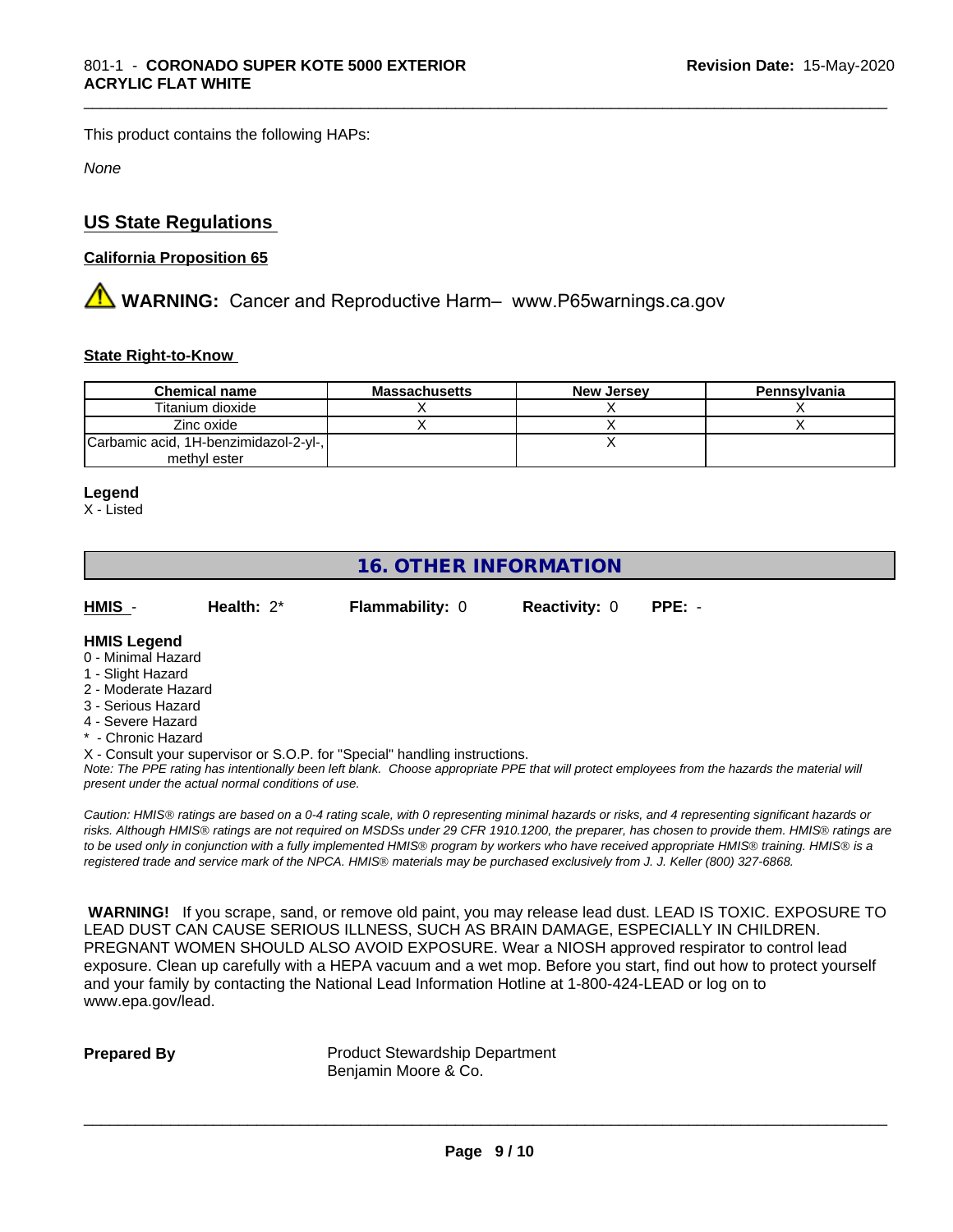This product contains the following HAPs:

*None*

## US State Regulations

### California Proposition 65

⚠ **WARNING:** Cancer and Reproductive Harm– www.P65warnings.ca.gov

### State Right-to-Know

| Chemical name | Massachusetts | New Jersey | Pennsylvania |
|---|---|---|---|
| Titanium dioxide | X | X | X |
| Zinc oxide | X | X | X |
| Carbamic acid, 1H-benzimidazol-2-yl-, methyl ester | | X | |

**Legend**

X - Listed

## 16. OTHER INFORMATION

**HMIS** - **Health:** 2* **Flammability:** 0 **Reactivity:** 0 **PPE:** -

**HMIS Legend**

0 - Minimal Hazard
1 - Slight Hazard
2 - Moderate Hazard
3 - Serious Hazard
4 - Severe Hazard
* - Chronic Hazard
X - Consult your supervisor or S.O.P. for "Special" handling instructions.

*Note: The PPE rating has intentionally been left blank. Choose appropriate PPE that will protect employees from the hazards the material will present under the actual normal conditions of use.*

*Caution: HMIS® ratings are based on a 0-4 rating scale, with 0 representing minimal hazards or risks, and 4 representing significant hazards or risks. Although HMIS® ratings are not required on MSDSs under 29 CFR 1910.1200, the preparer, has chosen to provide them. HMIS® ratings are to be used only in conjunction with a fully implemented HMIS® program by workers who have received appropriate HMIS® training. HMIS® is a registered trade and service mark of the NPCA. HMIS® materials may be purchased exclusively from J. J. Keller (800) 327-6868.*

**WARNING!** If you scrape, sand, or remove old paint, you may release lead dust. LEAD IS TOXIC. EXPOSURE TO LEAD DUST CAN CAUSE SERIOUS ILLNESS, SUCH AS BRAIN DAMAGE, ESPECIALLY IN CHILDREN. PREGNANT WOMEN SHOULD ALSO AVOID EXPOSURE. Wear a NIOSH approved respirator to control lead exposure. Clean up carefully with a HEPA vacuum and a wet mop. Before you start, find out how to protect yourself and your family by contacting the National Lead Information Hotline at 1-800-424-LEAD or log on to www.epa.gov/lead.

**Prepared By** Product Stewardship Department
Benjamin Moore & Co.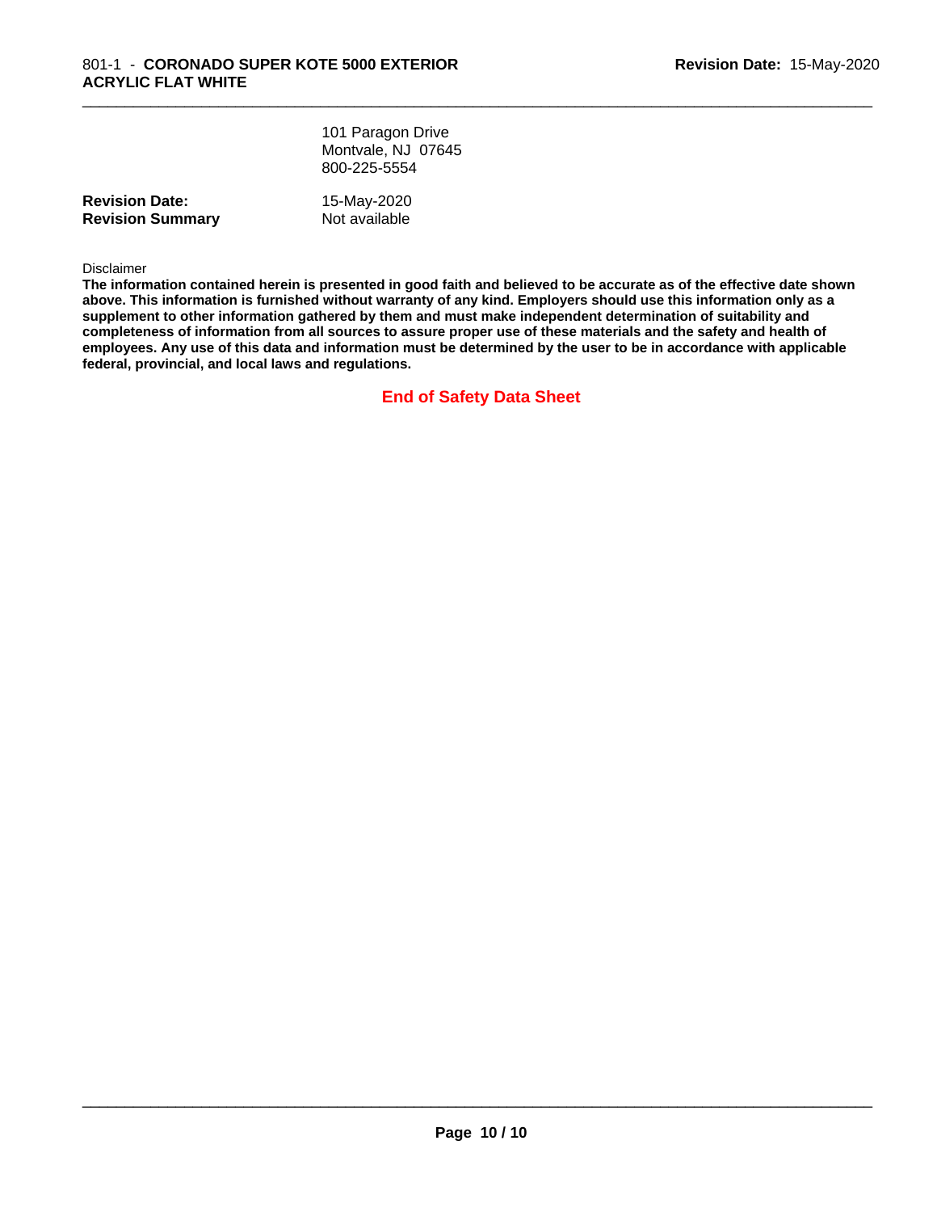101 Paragon Drive
Montvale, NJ 07645
800-225-5554

**Revision Date:** 15-May-2020
**Revision Summary** Not available

Disclaimer

**The information contained herein is presented in good faith and believed to be accurate as of the effective date shown above. This information is furnished without warranty of any kind. Employers should use this information only as a supplement to other information gathered by them and must make independent determination of suitability and completeness of information from all sources to assure proper use of these materials and the safety and health of employees. Any use of this data and information must be determined by the user to be in accordance with applicable federal, provincial, and local laws and regulations.**

**End of Safety Data Sheet**